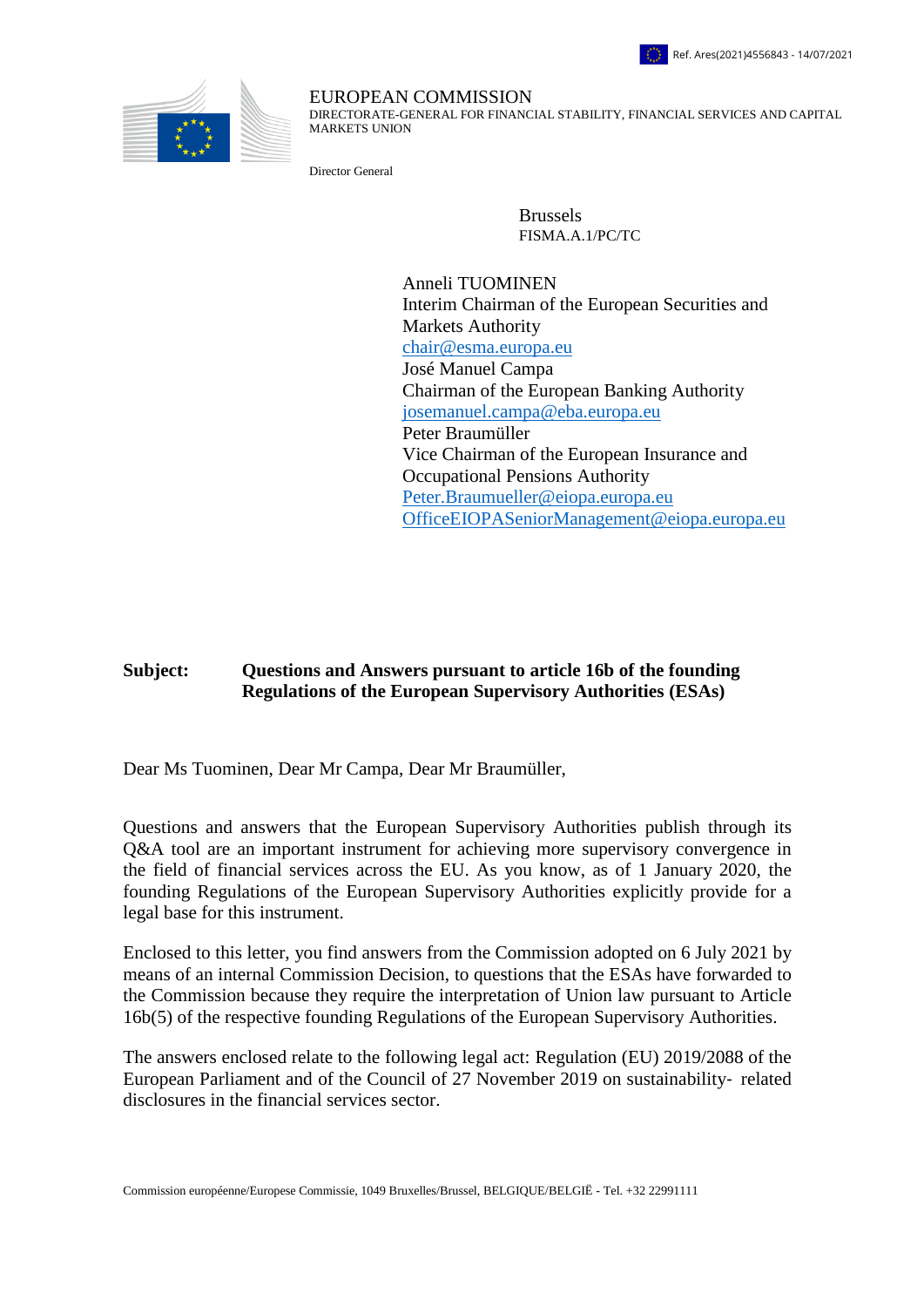Ref. Ares(2021)4556843 - 14/07/2021

EUROPEAN COMMISSION
DIRECTORATE-GENERAL FOR FINANCIAL STABILITY, FINANCIAL SERVICES AND CAPITAL MARKETS UNION

Director General

Brussels
FISMA.A.1/PC/TC

Anneli TUOMINEN
Interim Chairman of the European Securities and Markets Authority
chair@esma.europa.eu
José Manuel Campa
Chairman of the European Banking Authority
josemanuel.campa@eba.europa.eu
Peter Braumüller
Vice Chairman of the European Insurance and Occupational Pensions Authority
Peter.Braumueller@eiopa.europa.eu
OfficeEIOPASeniorManagement@eiopa.europa.eu

**Subject: Questions and Answers pursuant to article 16b of the founding Regulations of the European Supervisory Authorities (ESAs)**

Dear Ms Tuominen, Dear Mr Campa, Dear Mr Braumüller,

Questions and answers that the European Supervisory Authorities publish through its Q&A tool are an important instrument for achieving more supervisory convergence in the field of financial services across the EU. As you know, as of 1 January 2020, the founding Regulations of the European Supervisory Authorities explicitly provide for a legal base for this instrument.

Enclosed to this letter, you find answers from the Commission adopted on 6 July 2021 by means of an internal Commission Decision, to questions that the ESAs have forwarded to the Commission because they require the interpretation of Union law pursuant to Article 16b(5) of the respective founding Regulations of the European Supervisory Authorities.

The answers enclosed relate to the following legal act: Regulation (EU) 2019/2088 of the European Parliament and of the Council of 27 November 2019 on sustainability- related disclosures in the financial services sector.

Commission européenne/Europese Commissie, 1049 Bruxelles/Brussel, BELGIQUE/BELGIË - Tel. +32 22991111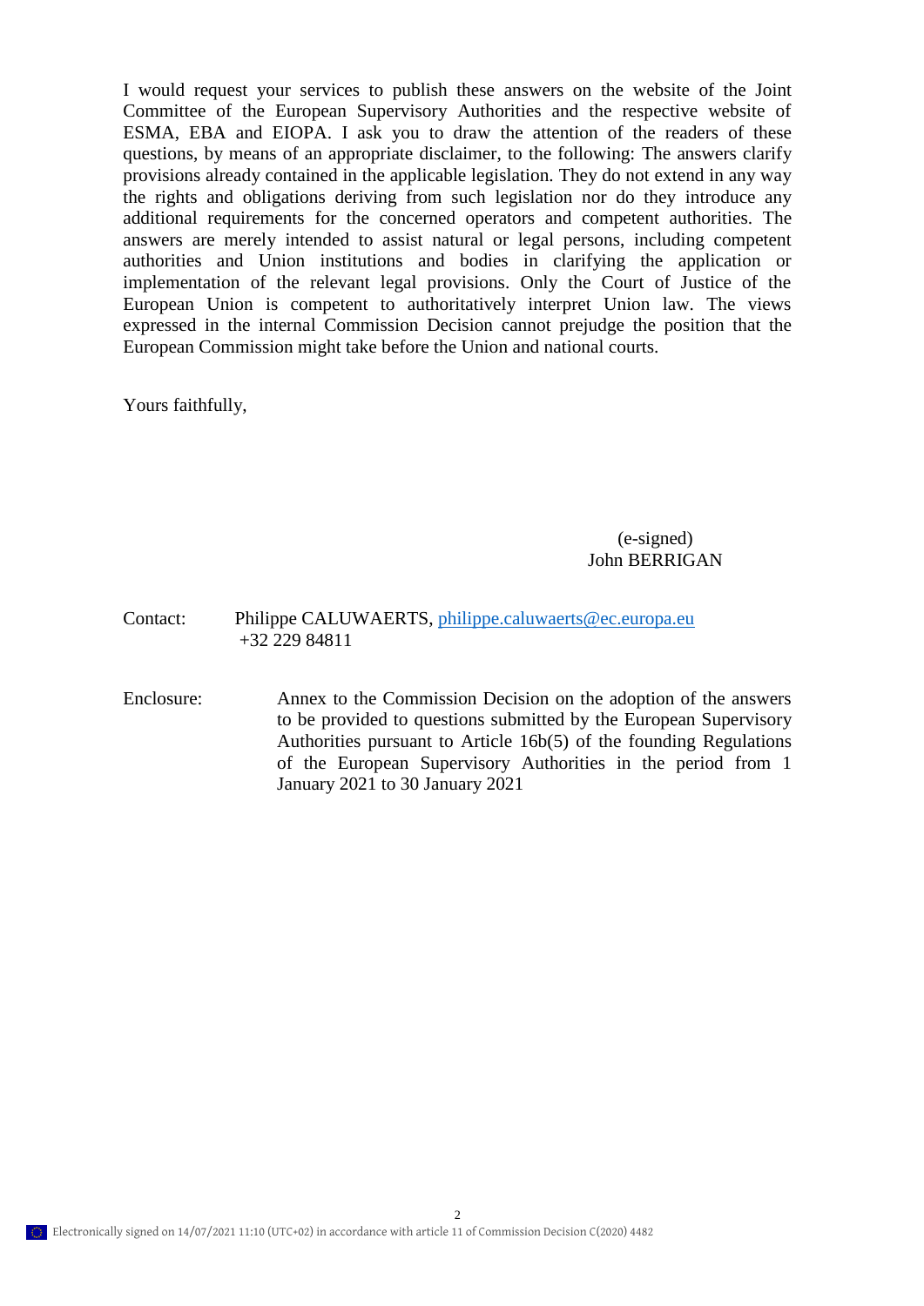I would request your services to publish these answers on the website of the Joint Committee of the European Supervisory Authorities and the respective website of ESMA, EBA and EIOPA. I ask you to draw the attention of the readers of these questions, by means of an appropriate disclaimer, to the following: The answers clarify provisions already contained in the applicable legislation. They do not extend in any way the rights and obligations deriving from such legislation nor do they introduce any additional requirements for the concerned operators and competent authorities. The answers are merely intended to assist natural or legal persons, including competent authorities and Union institutions and bodies in clarifying the application or implementation of the relevant legal provisions. Only the Court of Justice of the European Union is competent to authoritatively interpret Union law. The views expressed in the internal Commission Decision cannot prejudge the position that the European Commission might take before the Union and national courts.

Yours faithfully,

(e-signed)
John BERRIGAN

Contact: Philippe CALUWAERTS, philippe.caluwaerts@ec.europa.eu
+32 229 84811

Enclosure: Annex to the Commission Decision on the adoption of the answers to be provided to questions submitted by the European Supervisory Authorities pursuant to Article 16b(5) of the founding Regulations of the European Supervisory Authorities in the period from 1 January 2021 to 30 January 2021

Electronically signed on 14/07/2021 11:10 (UTC+02) in accordance with article 11 of Commission Decision C(2020) 4482